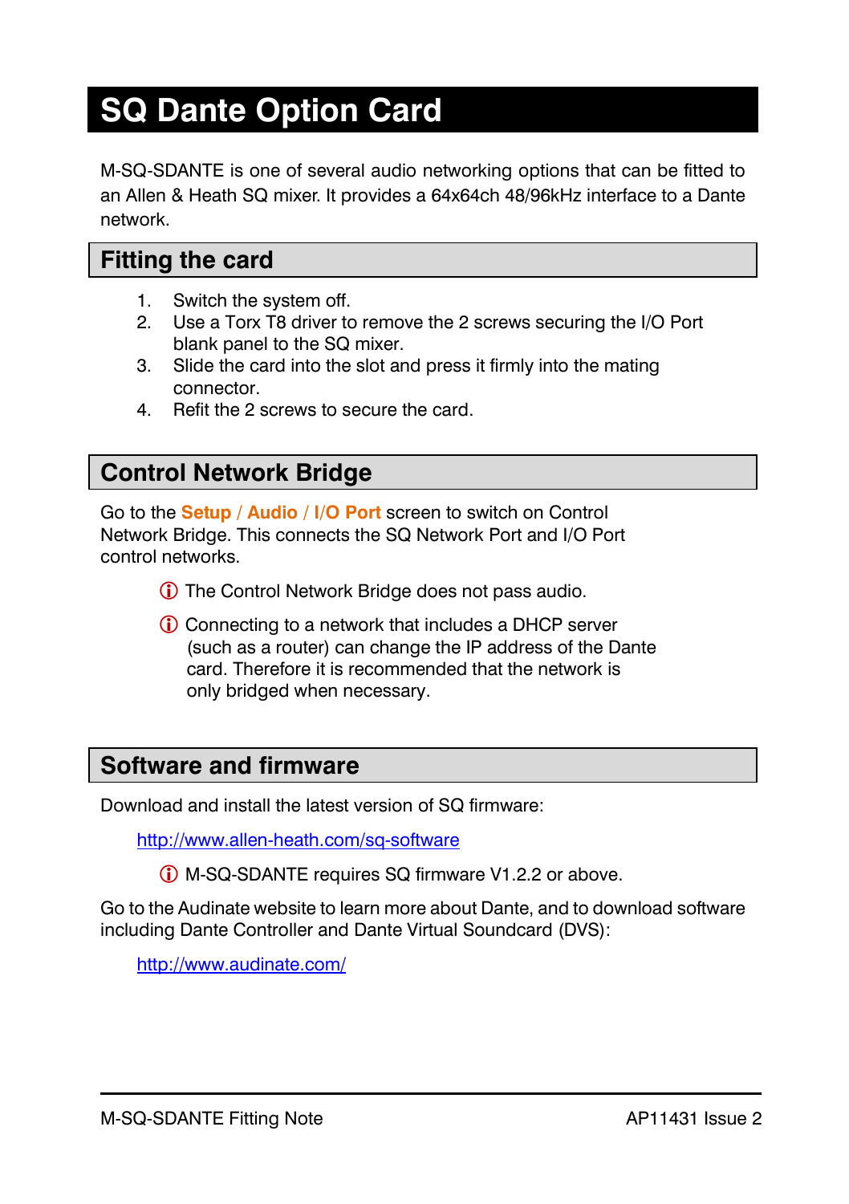# SQ Dante Option Card

M-SQ-SDANTE is one of several audio networking options that can be fitted to an Allen & Heath SQ mixer. It provides a 64x64ch 48/96kHz interface to a Dante network.

## Fitting the card

1. Switch the system off.
2. Use a Torx T8 driver to remove the 2 screws securing the I/O Port blank panel to the SQ mixer.
3. Slide the card into the slot and press it firmly into the mating connector.
4. Refit the 2 screws to secure the card.

## Control Network Bridge

Go to the **Setup** / **Audio** / **I/O Port** screen to switch on Control Network Bridge. This connects the SQ Network Port and I/O Port control networks.

ⓘ The Control Network Bridge does not pass audio.

ⓘ Connecting to a network that includes a DHCP server (such as a router) can change the IP address of the Dante card. Therefore it is recommended that the network is only bridged when necessary.

## Software and firmware

Download and install the latest version of SQ firmware:

http://www.allen-heath.com/sq-software

ⓘ M-SQ-SDANTE requires SQ firmware V1.2.2 or above.

Go to the Audinate website to learn more about Dante, and to download software including Dante Controller and Dante Virtual Soundcard (DVS):

http://www.audinate.com/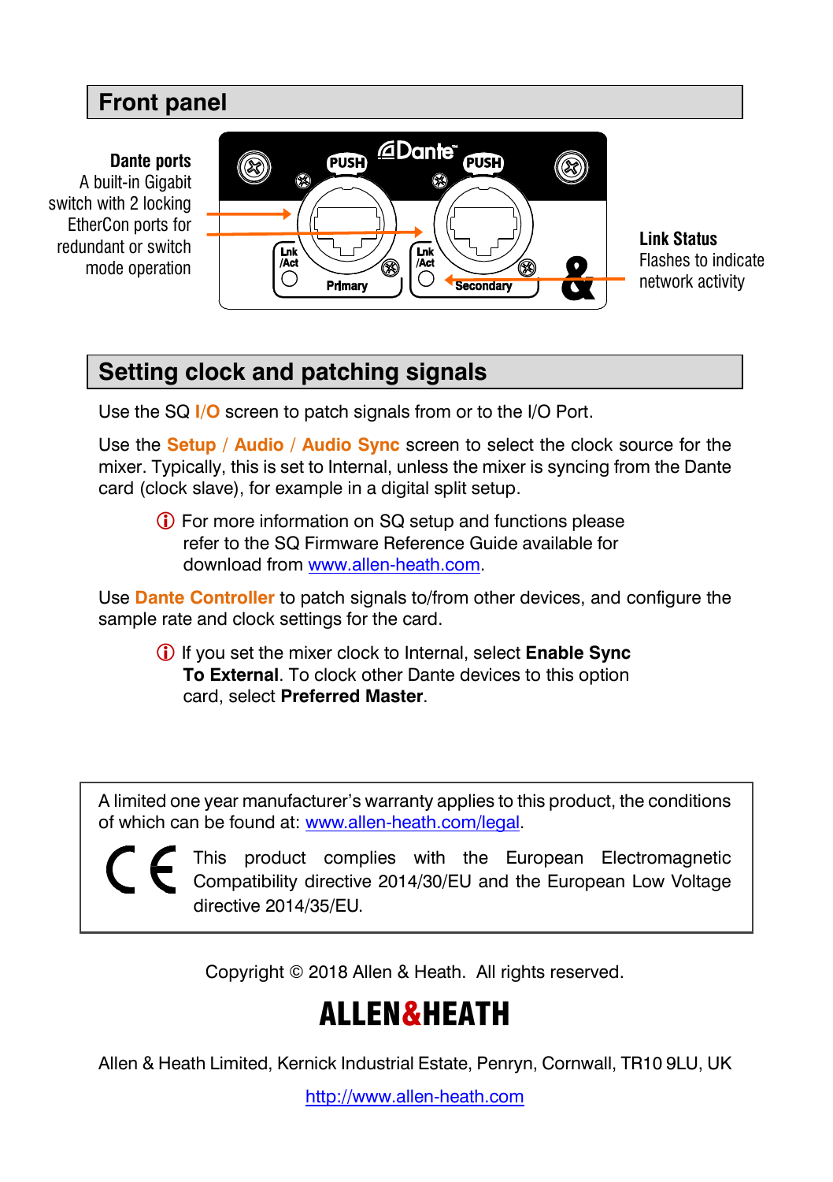## Front panel

**Dante ports**
A built-in Gigabit switch with 2 locking EtherCon ports for redundant or switch mode operation

**Link Status**
Flashes to indicate network activity

## Setting clock and patching signals

Use the SQ **I/O** screen to patch signals from or to the I/O Port.

Use the **Setup / Audio / Audio Sync** screen to select the clock source for the mixer. Typically, this is set to Internal, unless the mixer is syncing from the Dante card (clock slave), for example in a digital split setup.

> ⓘ For more information on SQ setup and functions please refer to the SQ Firmware Reference Guide available for download from www.allen-heath.com.

Use **Dante Controller** to patch signals to/from other devices, and configure the sample rate and clock settings for the card.

> ⓘ If you set the mixer clock to Internal, select **Enable Sync To External**. To clock other Dante devices to this option card, select **Preferred Master**.

A limited one year manufacturer's warranty applies to this product, the conditions of which can be found at: www.allen-heath.com/legal.

CE This product complies with the European Electromagnetic Compatibility directive 2014/30/EU and the European Low Voltage directive 2014/35/EU.

Copyright © 2018 Allen & Heath. All rights reserved.

**ALLEN&HEATH**

Allen & Heath Limited, Kernick Industrial Estate, Penryn, Cornwall, TR10 9LU, UK

http://www.allen-heath.com